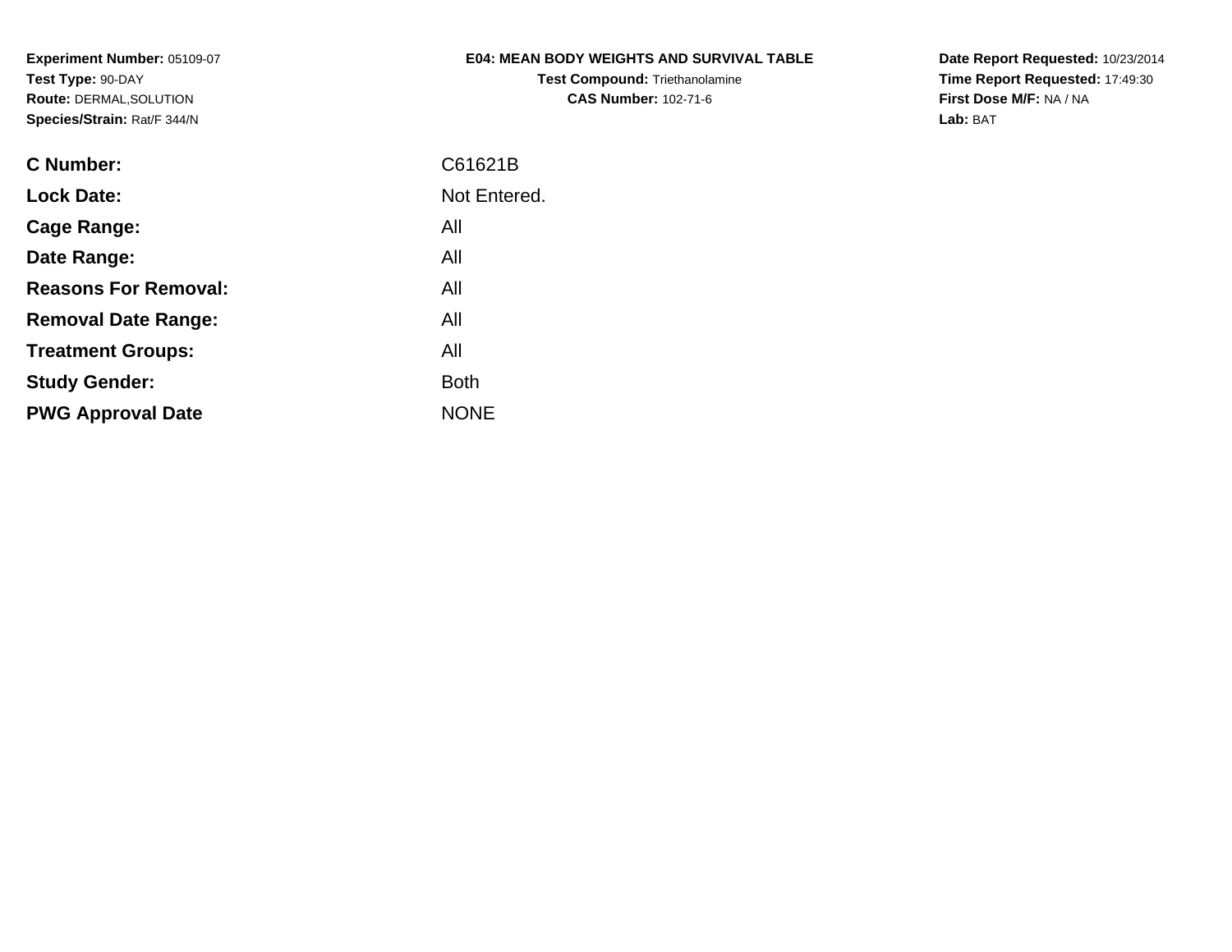**Experiment Number:** 05109-07
**Test Type:** 90-DAY
**Route:** DERMAL,SOLUTION
**Species/Strain:** Rat/F 344/N

**E04: MEAN BODY WEIGHTS AND SURVIVAL TABLE**
**Test Compound:** Triethanolamine
**CAS Number:** 102-71-6

**Date Report Requested:** 10/23/2014
**Time Report Requested:** 17:49:30
**First Dose M/F:** NA / NA
**Lab:** BAT

| | |
|---|---|
| **C Number:** | C61621B |
| **Lock Date:** | Not Entered. |
| **Cage Range:** | All |
| **Date Range:** | All |
| **Reasons For Removal:** | All |
| **Removal Date Range:** | All |
| **Treatment Groups:** | All |
| **Study Gender:** | Both |
| **PWG Approval Date** | NONE |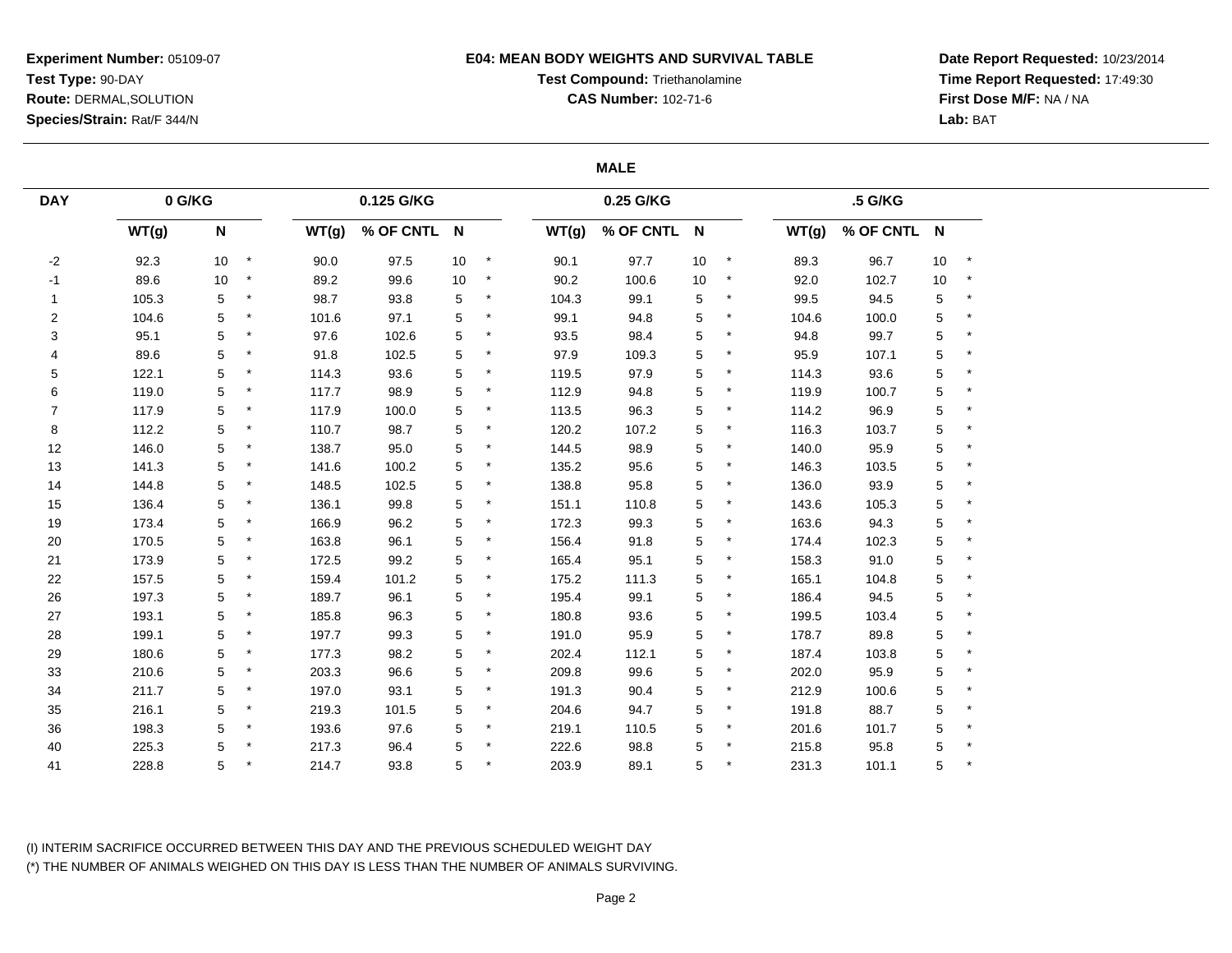**Experiment Number:** 05109-07
**Test Type:** 90-DAY
**Route:** DERMAL,SOLUTION
**Species/Strain:** Rat/F 344/N

**E04: MEAN BODY WEIGHTS AND SURVIVAL TABLE**
**Test Compound:** Triethanolamine
**CAS Number:** 102-71-6

**Date Report Requested:** 10/23/2014
**Time Report Requested:** 17:49:30
**First Dose M/F:** NA / NA
**Lab:** BAT

**MALE**

| DAY | 0 G/KG | | | 0.125 G/KG | | | | 0.25 G/KG | | | | .5 G/KG | | | |
|---|---|---|---|---|---|---|---|---|---|---|---|---|---|---|---|
| | WT(g) | N | | WT(g) | % OF CNTL | N | | WT(g) | % OF CNTL | N | | WT(g) | % OF CNTL | N | |
| -2 | 92.3 | 10 | * | 90.0 | 97.5 | 10 | * | 90.1 | 97.7 | 10 | * | 89.3 | 96.7 | 10 | * |
| -1 | 89.6 | 10 | * | 89.2 | 99.6 | 10 | * | 90.2 | 100.6 | 10 | * | 92.0 | 102.7 | 10 | * |
| 1 | 105.3 | 5 | * | 98.7 | 93.8 | 5 | * | 104.3 | 99.1 | 5 | * | 99.5 | 94.5 | 5 | * |
| 2 | 104.6 | 5 | * | 101.6 | 97.1 | 5 | * | 99.1 | 94.8 | 5 | * | 104.6 | 100.0 | 5 | * |
| 3 | 95.1 | 5 | * | 97.6 | 102.6 | 5 | * | 93.5 | 98.4 | 5 | * | 94.8 | 99.7 | 5 | * |
| 4 | 89.6 | 5 | * | 91.8 | 102.5 | 5 | * | 97.9 | 109.3 | 5 | * | 95.9 | 107.1 | 5 | * |
| 5 | 122.1 | 5 | * | 114.3 | 93.6 | 5 | * | 119.5 | 97.9 | 5 | * | 114.3 | 93.6 | 5 | * |
| 6 | 119.0 | 5 | * | 117.7 | 98.9 | 5 | * | 112.9 | 94.8 | 5 | * | 119.9 | 100.7 | 5 | * |
| 7 | 117.9 | 5 | * | 117.9 | 100.0 | 5 | * | 113.5 | 96.3 | 5 | * | 114.2 | 96.9 | 5 | * |
| 8 | 112.2 | 5 | * | 110.7 | 98.7 | 5 | * | 120.2 | 107.2 | 5 | * | 116.3 | 103.7 | 5 | * |
| 12 | 146.0 | 5 | * | 138.7 | 95.0 | 5 | * | 144.5 | 98.9 | 5 | * | 140.0 | 95.9 | 5 | * |
| 13 | 141.3 | 5 | * | 141.6 | 100.2 | 5 | * | 135.2 | 95.6 | 5 | * | 146.3 | 103.5 | 5 | * |
| 14 | 144.8 | 5 | * | 148.5 | 102.5 | 5 | * | 138.8 | 95.8 | 5 | * | 136.0 | 93.9 | 5 | * |
| 15 | 136.4 | 5 | * | 136.1 | 99.8 | 5 | * | 151.1 | 110.8 | 5 | * | 143.6 | 105.3 | 5 | * |
| 19 | 173.4 | 5 | * | 166.9 | 96.2 | 5 | * | 172.3 | 99.3 | 5 | * | 163.6 | 94.3 | 5 | * |
| 20 | 170.5 | 5 | * | 163.8 | 96.1 | 5 | * | 156.4 | 91.8 | 5 | * | 174.4 | 102.3 | 5 | * |
| 21 | 173.9 | 5 | * | 172.5 | 99.2 | 5 | * | 165.4 | 95.1 | 5 | * | 158.3 | 91.0 | 5 | * |
| 22 | 157.5 | 5 | * | 159.4 | 101.2 | 5 | * | 175.2 | 111.3 | 5 | * | 165.1 | 104.8 | 5 | * |
| 26 | 197.3 | 5 | * | 189.7 | 96.1 | 5 | * | 195.4 | 99.1 | 5 | * | 186.4 | 94.5 | 5 | * |
| 27 | 193.1 | 5 | * | 185.8 | 96.3 | 5 | * | 180.8 | 93.6 | 5 | * | 199.5 | 103.4 | 5 | * |
| 28 | 199.1 | 5 | * | 197.7 | 99.3 | 5 | * | 191.0 | 95.9 | 5 | * | 178.7 | 89.8 | 5 | * |
| 29 | 180.6 | 5 | * | 177.3 | 98.2 | 5 | * | 202.4 | 112.1 | 5 | * | 187.4 | 103.8 | 5 | * |
| 33 | 210.6 | 5 | * | 203.3 | 96.6 | 5 | * | 209.8 | 99.6 | 5 | * | 202.0 | 95.9 | 5 | * |
| 34 | 211.7 | 5 | * | 197.0 | 93.1 | 5 | * | 191.3 | 90.4 | 5 | * | 212.9 | 100.6 | 5 | * |
| 35 | 216.1 | 5 | * | 219.3 | 101.5 | 5 | * | 204.6 | 94.7 | 5 | * | 191.8 | 88.7 | 5 | * |
| 36 | 198.3 | 5 | * | 193.6 | 97.6 | 5 | * | 219.1 | 110.5 | 5 | * | 201.6 | 101.7 | 5 | * |
| 40 | 225.3 | 5 | * | 217.3 | 96.4 | 5 | * | 222.6 | 98.8 | 5 | * | 215.8 | 95.8 | 5 | * |
| 41 | 228.8 | 5 | * | 214.7 | 93.8 | 5 | * | 203.9 | 89.1 | 5 | * | 231.3 | 101.1 | 5 | * |

(I) INTERIM SACRIFICE OCCURRED BETWEEN THIS DAY AND THE PREVIOUS SCHEDULED WEIGHT DAY
(*) THE NUMBER OF ANIMALS WEIGHED ON THIS DAY IS LESS THAN THE NUMBER OF ANIMALS SURVIVING.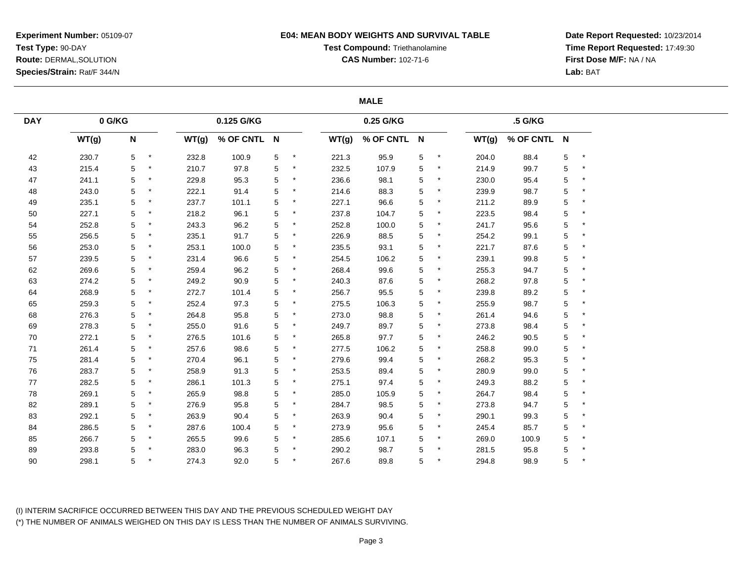**Experiment Number:** 05109-07
**Test Type:** 90-DAY
**Route:** DERMAL,SOLUTION
**Species/Strain:** Rat/F 344/N

**E04: MEAN BODY WEIGHTS AND SURVIVAL TABLE**
**Test Compound:** Triethanolamine
**CAS Number:** 102-71-6

**Date Report Requested:** 10/23/2014
**Time Report Requested:** 17:49:30
**First Dose M/F:** NA / NA
**Lab:** BAT

**MALE**

| DAY | 0 G/KG | | | 0.125 G/KG | | | | 0.25 G/KG | | | | .5 G/KG | | | |
|---|---|---|---|---|---|---|---|---|---|---|---|---|---|---|---|
| | WT(g) | N | | WT(g) | % OF CNTL | N | | WT(g) | % OF CNTL | N | | WT(g) | % OF CNTL | N | |
| 42 | 230.7 | 5 | * | 232.8 | 100.9 | 5 | * | 221.3 | 95.9 | 5 | * | 204.0 | 88.4 | 5 | * |
| 43 | 215.4 | 5 | * | 210.7 | 97.8 | 5 | * | 232.5 | 107.9 | 5 | * | 214.9 | 99.7 | 5 | * |
| 47 | 241.1 | 5 | * | 229.8 | 95.3 | 5 | * | 236.6 | 98.1 | 5 | * | 230.0 | 95.4 | 5 | * |
| 48 | 243.0 | 5 | * | 222.1 | 91.4 | 5 | * | 214.6 | 88.3 | 5 | * | 239.9 | 98.7 | 5 | * |
| 49 | 235.1 | 5 | * | 237.7 | 101.1 | 5 | * | 227.1 | 96.6 | 5 | * | 211.2 | 89.9 | 5 | * |
| 50 | 227.1 | 5 | * | 218.2 | 96.1 | 5 | * | 237.8 | 104.7 | 5 | * | 223.5 | 98.4 | 5 | * |
| 54 | 252.8 | 5 | * | 243.3 | 96.2 | 5 | * | 252.8 | 100.0 | 5 | * | 241.7 | 95.6 | 5 | * |
| 55 | 256.5 | 5 | * | 235.1 | 91.7 | 5 | * | 226.9 | 88.5 | 5 | * | 254.2 | 99.1 | 5 | * |
| 56 | 253.0 | 5 | * | 253.1 | 100.0 | 5 | * | 235.5 | 93.1 | 5 | * | 221.7 | 87.6 | 5 | * |
| 57 | 239.5 | 5 | * | 231.4 | 96.6 | 5 | * | 254.5 | 106.2 | 5 | * | 239.1 | 99.8 | 5 | * |
| 62 | 269.6 | 5 | * | 259.4 | 96.2 | 5 | * | 268.4 | 99.6 | 5 | * | 255.3 | 94.7 | 5 | * |
| 63 | 274.2 | 5 | * | 249.2 | 90.9 | 5 | * | 240.3 | 87.6 | 5 | * | 268.2 | 97.8 | 5 | * |
| 64 | 268.9 | 5 | * | 272.7 | 101.4 | 5 | * | 256.7 | 95.5 | 5 | * | 239.8 | 89.2 | 5 | * |
| 65 | 259.3 | 5 | * | 252.4 | 97.3 | 5 | * | 275.5 | 106.3 | 5 | * | 255.9 | 98.7 | 5 | * |
| 68 | 276.3 | 5 | * | 264.8 | 95.8 | 5 | * | 273.0 | 98.8 | 5 | * | 261.4 | 94.6 | 5 | * |
| 69 | 278.3 | 5 | * | 255.0 | 91.6 | 5 | * | 249.7 | 89.7 | 5 | * | 273.8 | 98.4 | 5 | * |
| 70 | 272.1 | 5 | * | 276.5 | 101.6 | 5 | * | 265.8 | 97.7 | 5 | * | 246.2 | 90.5 | 5 | * |
| 71 | 261.4 | 5 | * | 257.6 | 98.6 | 5 | * | 277.5 | 106.2 | 5 | * | 258.8 | 99.0 | 5 | * |
| 75 | 281.4 | 5 | * | 270.4 | 96.1 | 5 | * | 279.6 | 99.4 | 5 | * | 268.2 | 95.3 | 5 | * |
| 76 | 283.7 | 5 | * | 258.9 | 91.3 | 5 | * | 253.5 | 89.4 | 5 | * | 280.9 | 99.0 | 5 | * |
| 77 | 282.5 | 5 | * | 286.1 | 101.3 | 5 | * | 275.1 | 97.4 | 5 | * | 249.3 | 88.2 | 5 | * |
| 78 | 269.1 | 5 | * | 265.9 | 98.8 | 5 | * | 285.0 | 105.9 | 5 | * | 264.7 | 98.4 | 5 | * |
| 82 | 289.1 | 5 | * | 276.9 | 95.8 | 5 | * | 284.7 | 98.5 | 5 | * | 273.8 | 94.7 | 5 | * |
| 83 | 292.1 | 5 | * | 263.9 | 90.4 | 5 | * | 263.9 | 90.4 | 5 | * | 290.1 | 99.3 | 5 | * |
| 84 | 286.5 | 5 | * | 287.6 | 100.4 | 5 | * | 273.9 | 95.6 | 5 | * | 245.4 | 85.7 | 5 | * |
| 85 | 266.7 | 5 | * | 265.5 | 99.6 | 5 | * | 285.6 | 107.1 | 5 | * | 269.0 | 100.9 | 5 | * |
| 89 | 293.8 | 5 | * | 283.0 | 96.3 | 5 | * | 290.2 | 98.7 | 5 | * | 281.5 | 95.8 | 5 | * |
| 90 | 298.1 | 5 | * | 274.3 | 92.0 | 5 | * | 267.6 | 89.8 | 5 | * | 294.8 | 98.9 | 5 | * |

(I) INTERIM SACRIFICE OCCURRED BETWEEN THIS DAY AND THE PREVIOUS SCHEDULED WEIGHT DAY
(*) THE NUMBER OF ANIMALS WEIGHED ON THIS DAY IS LESS THAN THE NUMBER OF ANIMALS SURVIVING.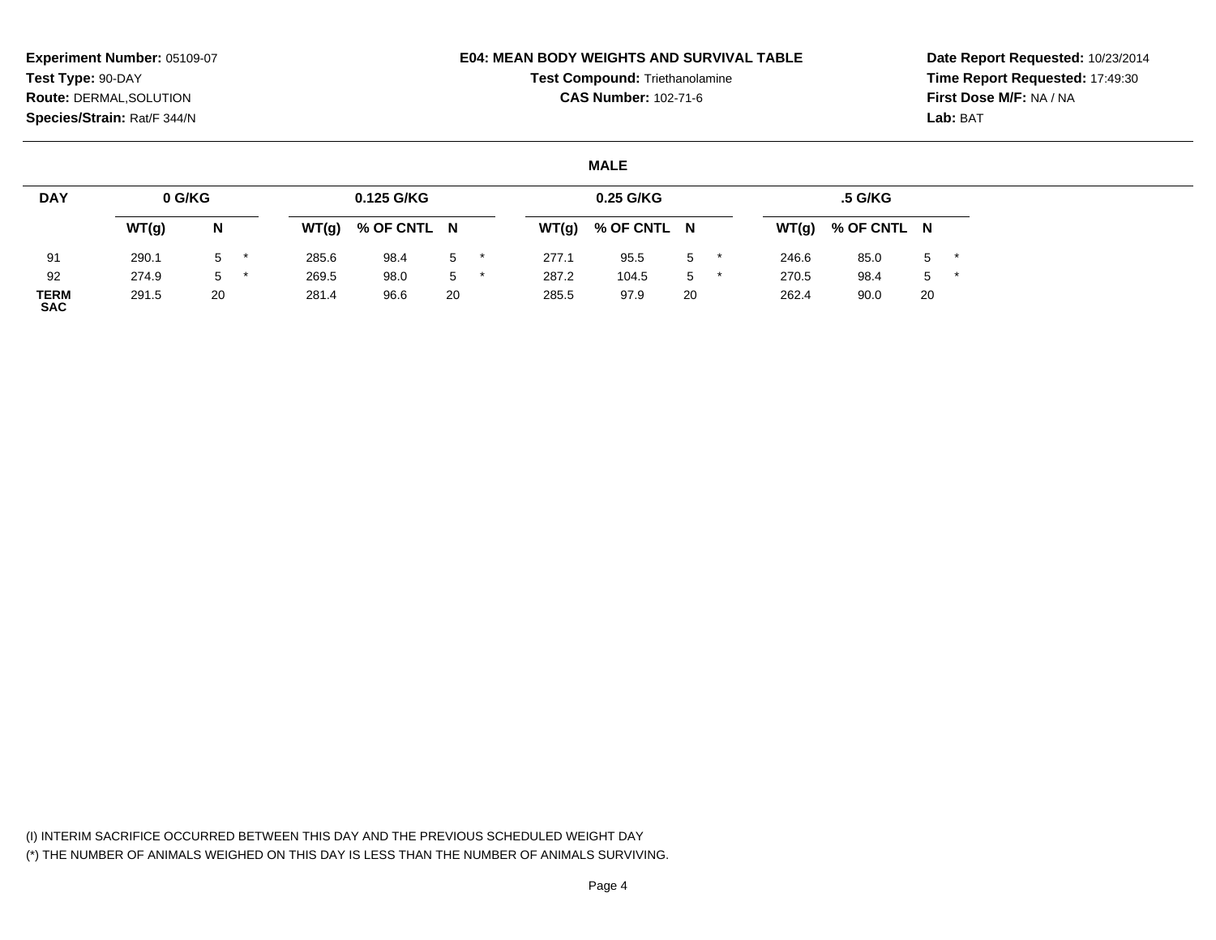**Experiment Number:** 05109-07
**Test Type:** 90-DAY
**Route:** DERMAL,SOLUTION
**Species/Strain:** Rat/F 344/N

**E04: MEAN BODY WEIGHTS AND SURVIVAL TABLE**
**Test Compound:** Triethanolamine
**CAS Number:** 102-71-6

**Date Report Requested:** 10/23/2014
**Time Report Requested:** 17:49:30
**First Dose M/F:** NA / NA
**Lab:** BAT

**MALE**

| DAY | 0 G/KG | | 0.125 G/KG | | | 0.25 G/KG | | | .5 G/KG | | |
|---|---|---|---|---|---|---|---|---|---|---|---|
| | WT(g) | N | WT(g) | % OF CNTL | N | WT(g) | % OF CNTL | N | WT(g) | % OF CNTL | N |
| 91 | 290.1 | 5 * | 285.6 | 98.4 | 5 * | 277.1 | 95.5 | 5 * | 246.6 | 85.0 | 5 * |
| 92 | 274.9 | 5 * | 269.5 | 98.0 | 5 * | 287.2 | 104.5 | 5 * | 270.5 | 98.4 | 5 * |
| TERM SAC | 291.5 | 20 | 281.4 | 96.6 | 20 | 285.5 | 97.9 | 20 | 262.4 | 90.0 | 20 |

(I) INTERIM SACRIFICE OCCURRED BETWEEN THIS DAY AND THE PREVIOUS SCHEDULED WEIGHT DAY
(*) THE NUMBER OF ANIMALS WEIGHED ON THIS DAY IS LESS THAN THE NUMBER OF ANIMALS SURVIVING.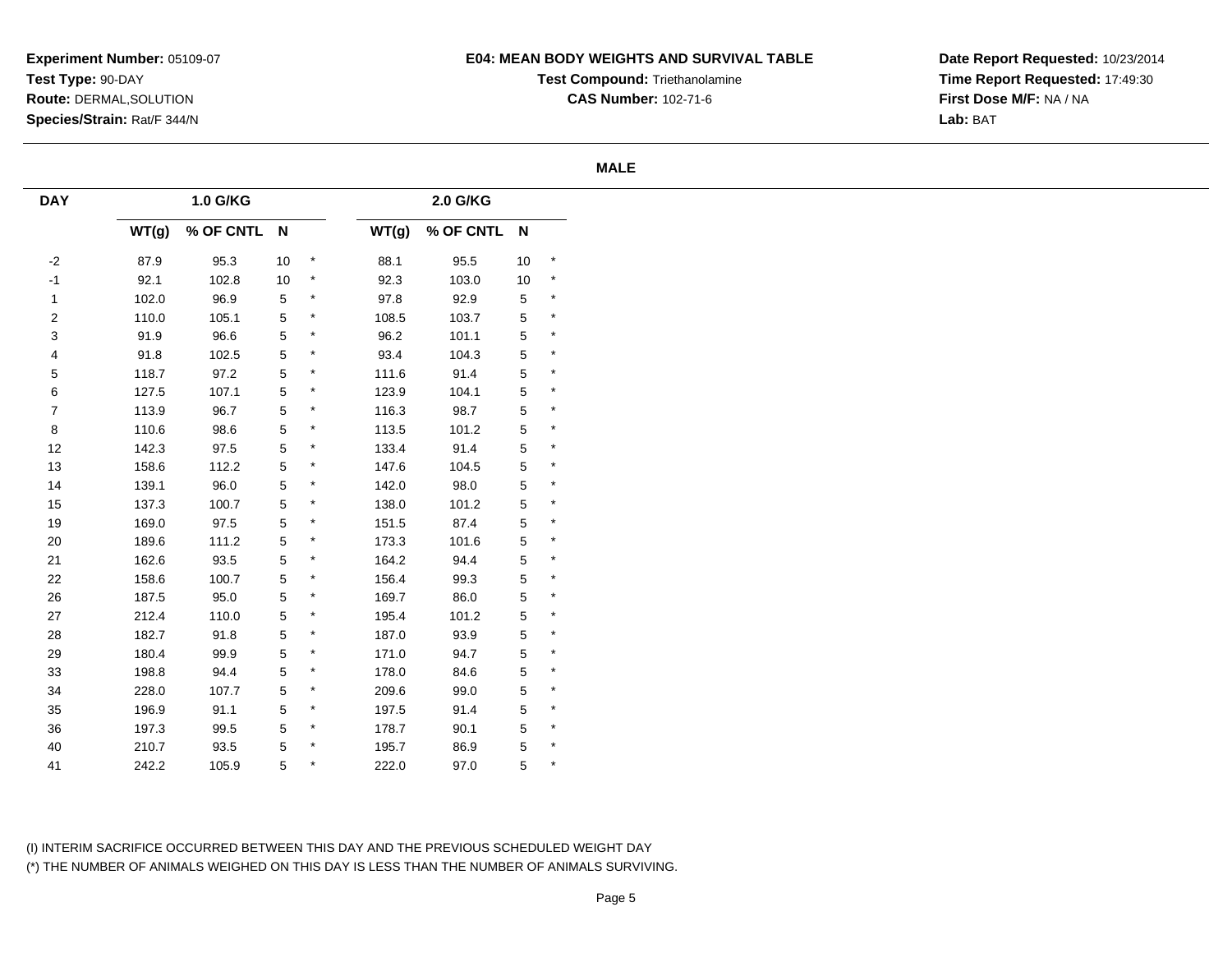**Experiment Number:** 05109-07
**Test Type:** 90-DAY
**Route:** DERMAL,SOLUTION
**Species/Strain:** Rat/F 344/N

**E04: MEAN BODY WEIGHTS AND SURVIVAL TABLE**
**Test Compound:** Triethanolamine
**CAS Number:** 102-71-6

**Date Report Requested:** 10/23/2014
**Time Report Requested:** 17:49:30
**First Dose M/F:** NA / NA
**Lab:** BAT

**MALE**

| DAY | 1.0 G/KG | | | | 2.0 G/KG | | | |
|---|---|---|---|---|---|---|---|---|
| | WT(g) | % OF CNTL | N | | WT(g) | % OF CNTL | N | |
| -2 | 87.9 | 95.3 | 10 | * | 88.1 | 95.5 | 10 | * |
| -1 | 92.1 | 102.8 | 10 | * | 92.3 | 103.0 | 10 | * |
| 1 | 102.0 | 96.9 | 5 | * | 97.8 | 92.9 | 5 | * |
| 2 | 110.0 | 105.1 | 5 | * | 108.5 | 103.7 | 5 | * |
| 3 | 91.9 | 96.6 | 5 | * | 96.2 | 101.1 | 5 | * |
| 4 | 91.8 | 102.5 | 5 | * | 93.4 | 104.3 | 5 | * |
| 5 | 118.7 | 97.2 | 5 | * | 111.6 | 91.4 | 5 | * |
| 6 | 127.5 | 107.1 | 5 | * | 123.9 | 104.1 | 5 | * |
| 7 | 113.9 | 96.7 | 5 | * | 116.3 | 98.7 | 5 | * |
| 8 | 110.6 | 98.6 | 5 | * | 113.5 | 101.2 | 5 | * |
| 12 | 142.3 | 97.5 | 5 | * | 133.4 | 91.4 | 5 | * |
| 13 | 158.6 | 112.2 | 5 | * | 147.6 | 104.5 | 5 | * |
| 14 | 139.1 | 96.0 | 5 | * | 142.0 | 98.0 | 5 | * |
| 15 | 137.3 | 100.7 | 5 | * | 138.0 | 101.2 | 5 | * |
| 19 | 169.0 | 97.5 | 5 | * | 151.5 | 87.4 | 5 | * |
| 20 | 189.6 | 111.2 | 5 | * | 173.3 | 101.6 | 5 | * |
| 21 | 162.6 | 93.5 | 5 | * | 164.2 | 94.4 | 5 | * |
| 22 | 158.6 | 100.7 | 5 | * | 156.4 | 99.3 | 5 | * |
| 26 | 187.5 | 95.0 | 5 | * | 169.7 | 86.0 | 5 | * |
| 27 | 212.4 | 110.0 | 5 | * | 195.4 | 101.2 | 5 | * |
| 28 | 182.7 | 91.8 | 5 | * | 187.0 | 93.9 | 5 | * |
| 29 | 180.4 | 99.9 | 5 | * | 171.0 | 94.7 | 5 | * |
| 33 | 198.8 | 94.4 | 5 | * | 178.0 | 84.6 | 5 | * |
| 34 | 228.0 | 107.7 | 5 | * | 209.6 | 99.0 | 5 | * |
| 35 | 196.9 | 91.1 | 5 | * | 197.5 | 91.4 | 5 | * |
| 36 | 197.3 | 99.5 | 5 | * | 178.7 | 90.1 | 5 | * |
| 40 | 210.7 | 93.5 | 5 | * | 195.7 | 86.9 | 5 | * |
| 41 | 242.2 | 105.9 | 5 | * | 222.0 | 97.0 | 5 | * |

(I) INTERIM SACRIFICE OCCURRED BETWEEN THIS DAY AND THE PREVIOUS SCHEDULED WEIGHT DAY
(*) THE NUMBER OF ANIMALS WEIGHED ON THIS DAY IS LESS THAN THE NUMBER OF ANIMALS SURVIVING.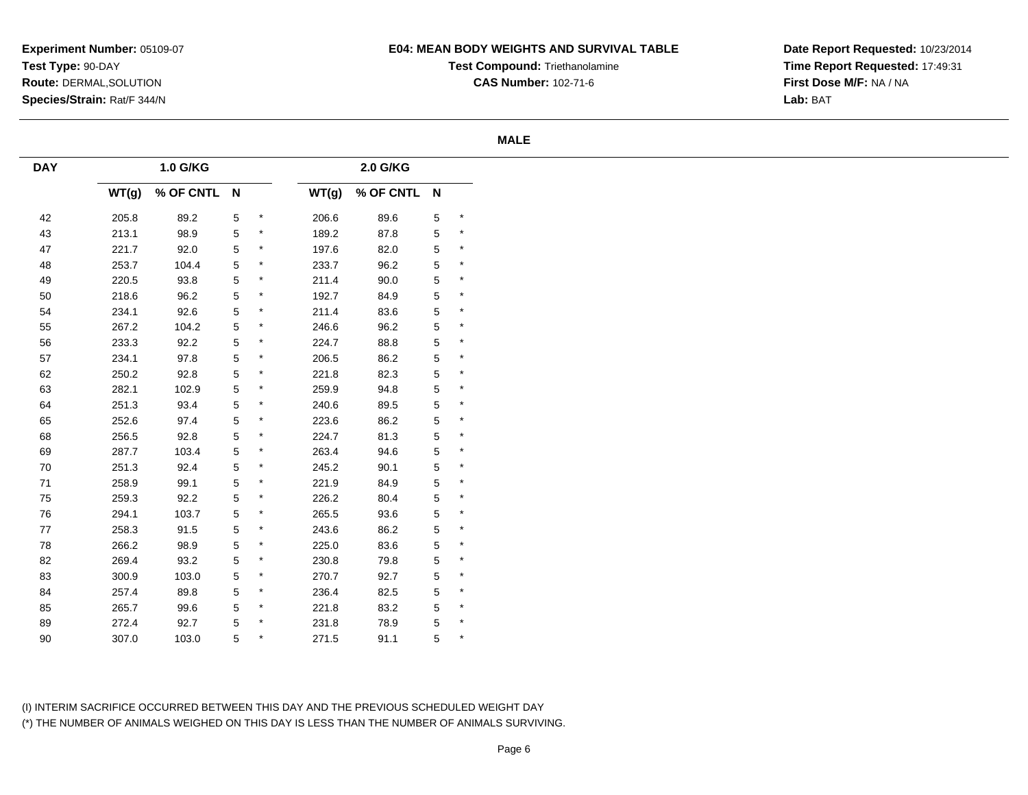**Experiment Number:** 05109-07
**Test Type:** 90-DAY
**Route:** DERMAL,SOLUTION
**Species/Strain:** Rat/F 344/N

**E04: MEAN BODY WEIGHTS AND SURVIVAL TABLE**
**Test Compound:** Triethanolamine
**CAS Number:** 102-71-6

**Date Report Requested:** 10/23/2014
**Time Report Requested:** 17:49:31
**First Dose M/F:** NA / NA
**Lab:** BAT

**MALE**

| DAY | 1.0 G/KG | | | | 2.0 G/KG | | | |
|---|---|---|---|---|---|---|---|---|
| | WT(g) | % OF CNTL | N | | WT(g) | % OF CNTL | N | |
| 42 | 205.8 | 89.2 | 5 | * | 206.6 | 89.6 | 5 | * |
| 43 | 213.1 | 98.9 | 5 | * | 189.2 | 87.8 | 5 | * |
| 47 | 221.7 | 92.0 | 5 | * | 197.6 | 82.0 | 5 | * |
| 48 | 253.7 | 104.4 | 5 | * | 233.7 | 96.2 | 5 | * |
| 49 | 220.5 | 93.8 | 5 | * | 211.4 | 90.0 | 5 | * |
| 50 | 218.6 | 96.2 | 5 | * | 192.7 | 84.9 | 5 | * |
| 54 | 234.1 | 92.6 | 5 | * | 211.4 | 83.6 | 5 | * |
| 55 | 267.2 | 104.2 | 5 | * | 246.6 | 96.2 | 5 | * |
| 56 | 233.3 | 92.2 | 5 | * | 224.7 | 88.8 | 5 | * |
| 57 | 234.1 | 97.8 | 5 | * | 206.5 | 86.2 | 5 | * |
| 62 | 250.2 | 92.8 | 5 | * | 221.8 | 82.3 | 5 | * |
| 63 | 282.1 | 102.9 | 5 | * | 259.9 | 94.8 | 5 | * |
| 64 | 251.3 | 93.4 | 5 | * | 240.6 | 89.5 | 5 | * |
| 65 | 252.6 | 97.4 | 5 | * | 223.6 | 86.2 | 5 | * |
| 68 | 256.5 | 92.8 | 5 | * | 224.7 | 81.3 | 5 | * |
| 69 | 287.7 | 103.4 | 5 | * | 263.4 | 94.6 | 5 | * |
| 70 | 251.3 | 92.4 | 5 | * | 245.2 | 90.1 | 5 | * |
| 71 | 258.9 | 99.1 | 5 | * | 221.9 | 84.9 | 5 | * |
| 75 | 259.3 | 92.2 | 5 | * | 226.2 | 80.4 | 5 | * |
| 76 | 294.1 | 103.7 | 5 | * | 265.5 | 93.6 | 5 | * |
| 77 | 258.3 | 91.5 | 5 | * | 243.6 | 86.2 | 5 | * |
| 78 | 266.2 | 98.9 | 5 | * | 225.0 | 83.6 | 5 | * |
| 82 | 269.4 | 93.2 | 5 | * | 230.8 | 79.8 | 5 | * |
| 83 | 300.9 | 103.0 | 5 | * | 270.7 | 92.7 | 5 | * |
| 84 | 257.4 | 89.8 | 5 | * | 236.4 | 82.5 | 5 | * |
| 85 | 265.7 | 99.6 | 5 | * | 221.8 | 83.2 | 5 | * |
| 89 | 272.4 | 92.7 | 5 | * | 231.8 | 78.9 | 5 | * |
| 90 | 307.0 | 103.0 | 5 | * | 271.5 | 91.1 | 5 | * |

(I) INTERIM SACRIFICE OCCURRED BETWEEN THIS DAY AND THE PREVIOUS SCHEDULED WEIGHT DAY
(*) THE NUMBER OF ANIMALS WEIGHED ON THIS DAY IS LESS THAN THE NUMBER OF ANIMALS SURVIVING.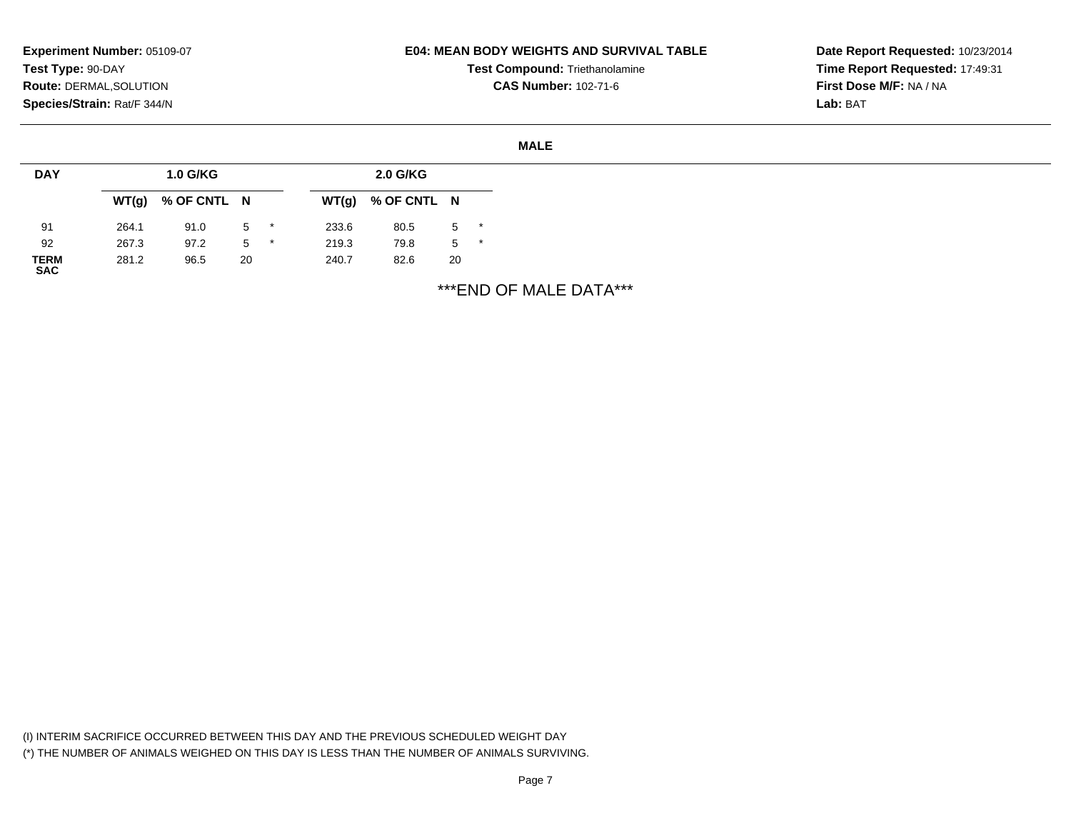**Experiment Number:** 05109-07
**Test Type:** 90-DAY
**Route:** DERMAL,SOLUTION
**Species/Strain:** Rat/F 344/N

**E04: MEAN BODY WEIGHTS AND SURVIVAL TABLE**
**Test Compound:** Triethanolamine
**CAS Number:** 102-71-6

**Date Report Requested:** 10/23/2014
**Time Report Requested:** 17:49:31
**First Dose M/F:** NA / NA
**Lab:** BAT

**MALE**

| DAY | 1.0 G/KG | | | | 2.0 G/KG | | | |
|---|---|---|---|---|---|---|---|---|
| | WT(g) | % OF CNTL | N | | WT(g) | % OF CNTL | N | |
| 91 | 264.1 | 91.0 | 5 | * | 233.6 | 80.5 | 5 | * |
| 92 | 267.3 | 97.2 | 5 | * | 219.3 | 79.8 | 5 | * |
| TERM SAC | 281.2 | 96.5 | 20 | | 240.7 | 82.6 | 20 | |

***END OF MALE DATA***

(I) INTERIM SACRIFICE OCCURRED BETWEEN THIS DAY AND THE PREVIOUS SCHEDULED WEIGHT DAY
(*) THE NUMBER OF ANIMALS WEIGHED ON THIS DAY IS LESS THAN THE NUMBER OF ANIMALS SURVIVING.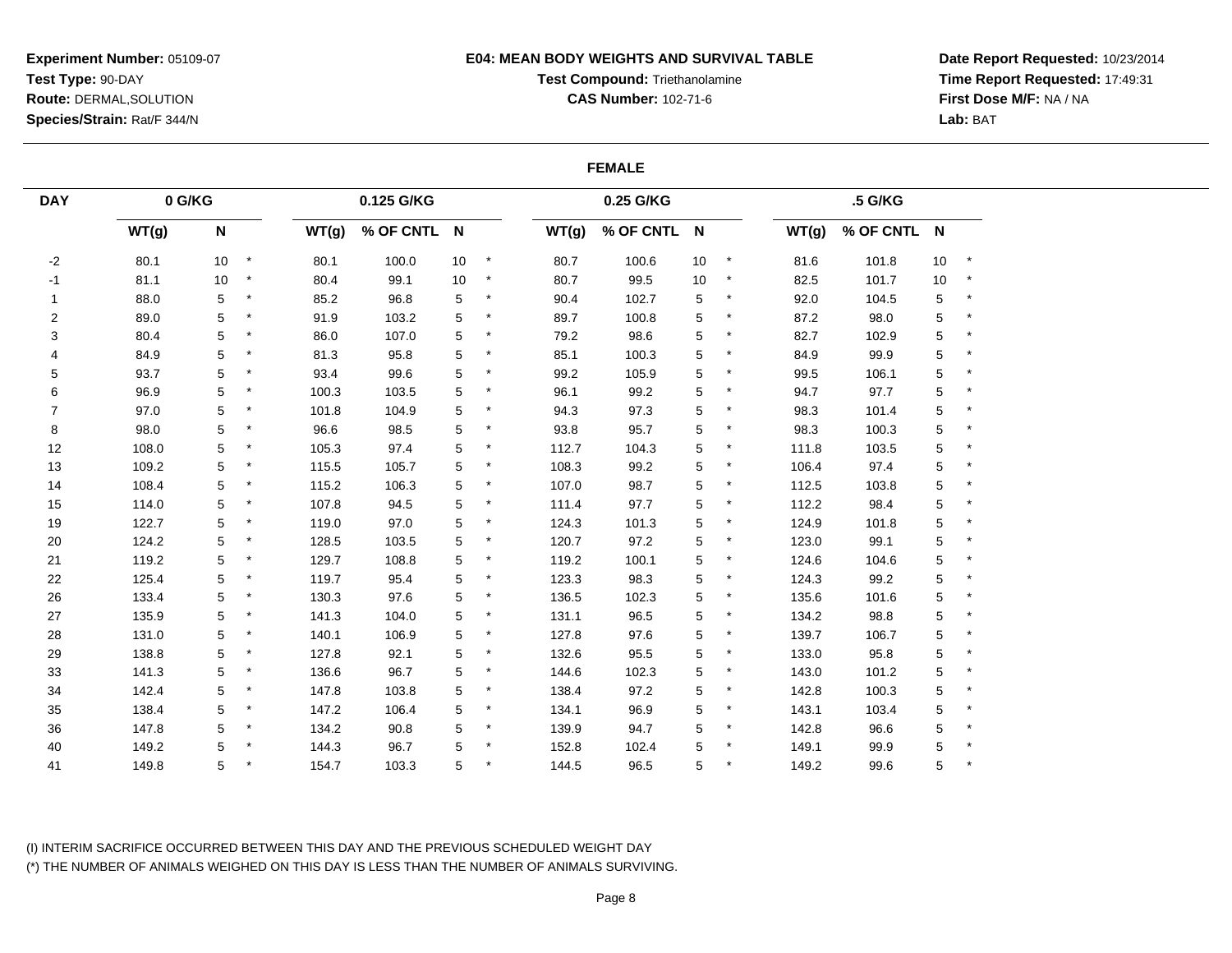**Experiment Number:** 05109-07
**Test Type:** 90-DAY
**Route:** DERMAL,SOLUTION
**Species/Strain:** Rat/F 344/N

**E04: MEAN BODY WEIGHTS AND SURVIVAL TABLE**
**Test Compound:** Triethanolamine
**CAS Number:** 102-71-6

**Date Report Requested:** 10/23/2014
**Time Report Requested:** 17:49:31
**First Dose M/F:** NA / NA
**Lab:** BAT

**FEMALE**

| DAY | 0 G/KG | | | 0.125 G/KG | | | | 0.25 G/KG | | | | .5 G/KG | | | |
|---|---|---|---|---|---|---|---|---|---|---|---|---|---|---|---|
| | WT(g) | N | | WT(g) | % OF CNTL | N | | WT(g) | % OF CNTL | N | | WT(g) | % OF CNTL | N | |
| -2 | 80.1 | 10 | * | 80.1 | 100.0 | 10 | * | 80.7 | 100.6 | 10 | * | 81.6 | 101.8 | 10 | * |
| -1 | 81.1 | 10 | * | 80.4 | 99.1 | 10 | * | 80.7 | 99.5 | 10 | * | 82.5 | 101.7 | 10 | * |
| 1 | 88.0 | 5 | * | 85.2 | 96.8 | 5 | * | 90.4 | 102.7 | 5 | * | 92.0 | 104.5 | 5 | * |
| 2 | 89.0 | 5 | * | 91.9 | 103.2 | 5 | * | 89.7 | 100.8 | 5 | * | 87.2 | 98.0 | 5 | * |
| 3 | 80.4 | 5 | * | 86.0 | 107.0 | 5 | * | 79.2 | 98.6 | 5 | * | 82.7 | 102.9 | 5 | * |
| 4 | 84.9 | 5 | * | 81.3 | 95.8 | 5 | * | 85.1 | 100.3 | 5 | * | 84.9 | 99.9 | 5 | * |
| 5 | 93.7 | 5 | * | 93.4 | 99.6 | 5 | * | 99.2 | 105.9 | 5 | * | 99.5 | 106.1 | 5 | * |
| 6 | 96.9 | 5 | * | 100.3 | 103.5 | 5 | * | 96.1 | 99.2 | 5 | * | 94.7 | 97.7 | 5 | * |
| 7 | 97.0 | 5 | * | 101.8 | 104.9 | 5 | * | 94.3 | 97.3 | 5 | * | 98.3 | 101.4 | 5 | * |
| 8 | 98.0 | 5 | * | 96.6 | 98.5 | 5 | * | 93.8 | 95.7 | 5 | * | 98.3 | 100.3 | 5 | * |
| 12 | 108.0 | 5 | * | 105.3 | 97.4 | 5 | * | 112.7 | 104.3 | 5 | * | 111.8 | 103.5 | 5 | * |
| 13 | 109.2 | 5 | * | 115.5 | 105.7 | 5 | * | 108.3 | 99.2 | 5 | * | 106.4 | 97.4 | 5 | * |
| 14 | 108.4 | 5 | * | 115.2 | 106.3 | 5 | * | 107.0 | 98.7 | 5 | * | 112.5 | 103.8 | 5 | * |
| 15 | 114.0 | 5 | * | 107.8 | 94.5 | 5 | * | 111.4 | 97.7 | 5 | * | 112.2 | 98.4 | 5 | * |
| 19 | 122.7 | 5 | * | 119.0 | 97.0 | 5 | * | 124.3 | 101.3 | 5 | * | 124.9 | 101.8 | 5 | * |
| 20 | 124.2 | 5 | * | 128.5 | 103.5 | 5 | * | 120.7 | 97.2 | 5 | * | 123.0 | 99.1 | 5 | * |
| 21 | 119.2 | 5 | * | 129.7 | 108.8 | 5 | * | 119.2 | 100.1 | 5 | * | 124.6 | 104.6 | 5 | * |
| 22 | 125.4 | 5 | * | 119.7 | 95.4 | 5 | * | 123.3 | 98.3 | 5 | * | 124.3 | 99.2 | 5 | * |
| 26 | 133.4 | 5 | * | 130.3 | 97.6 | 5 | * | 136.5 | 102.3 | 5 | * | 135.6 | 101.6 | 5 | * |
| 27 | 135.9 | 5 | * | 141.3 | 104.0 | 5 | * | 131.1 | 96.5 | 5 | * | 134.2 | 98.8 | 5 | * |
| 28 | 131.0 | 5 | * | 140.1 | 106.9 | 5 | * | 127.8 | 97.6 | 5 | * | 139.7 | 106.7 | 5 | * |
| 29 | 138.8 | 5 | * | 127.8 | 92.1 | 5 | * | 132.6 | 95.5 | 5 | * | 133.0 | 95.8 | 5 | * |
| 33 | 141.3 | 5 | * | 136.6 | 96.7 | 5 | * | 144.6 | 102.3 | 5 | * | 143.0 | 101.2 | 5 | * |
| 34 | 142.4 | 5 | * | 147.8 | 103.8 | 5 | * | 138.4 | 97.2 | 5 | * | 142.8 | 100.3 | 5 | * |
| 35 | 138.4 | 5 | * | 147.2 | 106.4 | 5 | * | 134.1 | 96.9 | 5 | * | 143.1 | 103.4 | 5 | * |
| 36 | 147.8 | 5 | * | 134.2 | 90.8 | 5 | * | 139.9 | 94.7 | 5 | * | 142.8 | 96.6 | 5 | * |
| 40 | 149.2 | 5 | * | 144.3 | 96.7 | 5 | * | 152.8 | 102.4 | 5 | * | 149.1 | 99.9 | 5 | * |
| 41 | 149.8 | 5 | * | 154.7 | 103.3 | 5 | * | 144.5 | 96.5 | 5 | * | 149.2 | 99.6 | 5 | * |

(I) INTERIM SACRIFICE OCCURRED BETWEEN THIS DAY AND THE PREVIOUS SCHEDULED WEIGHT DAY
(*) THE NUMBER OF ANIMALS WEIGHED ON THIS DAY IS LESS THAN THE NUMBER OF ANIMALS SURVIVING.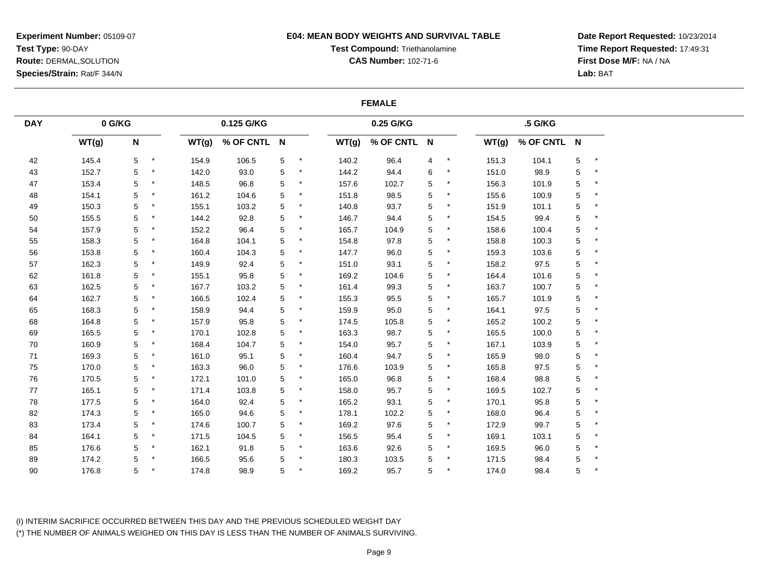**Experiment Number:** 05109-07
**Test Type:** 90-DAY
**Route:** DERMAL,SOLUTION
**Species/Strain:** Rat/F 344/N

**E04: MEAN BODY WEIGHTS AND SURVIVAL TABLE**
**Test Compound:** Triethanolamine
**CAS Number:** 102-71-6

**Date Report Requested:** 10/23/2014
**Time Report Requested:** 17:49:31
**First Dose M/F:** NA / NA
**Lab:** BAT

**FEMALE**

| DAY | 0 G/KG | | | 0.125 G/KG | | | | 0.25 G/KG | | | | .5 G/KG | | | |
|---|---|---|---|---|---|---|---|---|---|---|---|---|---|---|---|
| | WT(g) | N | | WT(g) | % OF CNTL | N | | WT(g) | % OF CNTL | N | | WT(g) | % OF CNTL | N | |
| 42 | 145.4 | 5 | * | 154.9 | 106.5 | 5 | * | 140.2 | 96.4 | 4 | * | 151.3 | 104.1 | 5 | * |
| 43 | 152.7 | 5 | * | 142.0 | 93.0 | 5 | * | 144.2 | 94.4 | 6 | * | 151.0 | 98.9 | 5 | * |
| 47 | 153.4 | 5 | * | 148.5 | 96.8 | 5 | * | 157.6 | 102.7 | 5 | * | 156.3 | 101.9 | 5 | * |
| 48 | 154.1 | 5 | * | 161.2 | 104.6 | 5 | * | 151.8 | 98.5 | 5 | * | 155.6 | 100.9 | 5 | * |
| 49 | 150.3 | 5 | * | 155.1 | 103.2 | 5 | * | 140.8 | 93.7 | 5 | * | 151.9 | 101.1 | 5 | * |
| 50 | 155.5 | 5 | * | 144.2 | 92.8 | 5 | * | 146.7 | 94.4 | 5 | * | 154.5 | 99.4 | 5 | * |
| 54 | 157.9 | 5 | * | 152.2 | 96.4 | 5 | * | 165.7 | 104.9 | 5 | * | 158.6 | 100.4 | 5 | * |
| 55 | 158.3 | 5 | * | 164.8 | 104.1 | 5 | * | 154.8 | 97.8 | 5 | * | 158.8 | 100.3 | 5 | * |
| 56 | 153.8 | 5 | * | 160.4 | 104.3 | 5 | * | 147.7 | 96.0 | 5 | * | 159.3 | 103.6 | 5 | * |
| 57 | 162.3 | 5 | * | 149.9 | 92.4 | 5 | * | 151.0 | 93.1 | 5 | * | 158.2 | 97.5 | 5 | * |
| 62 | 161.8 | 5 | * | 155.1 | 95.8 | 5 | * | 169.2 | 104.6 | 5 | * | 164.4 | 101.6 | 5 | * |
| 63 | 162.5 | 5 | * | 167.7 | 103.2 | 5 | * | 161.4 | 99.3 | 5 | * | 163.7 | 100.7 | 5 | * |
| 64 | 162.7 | 5 | * | 166.5 | 102.4 | 5 | * | 155.3 | 95.5 | 5 | * | 165.7 | 101.9 | 5 | * |
| 65 | 168.3 | 5 | * | 158.9 | 94.4 | 5 | * | 159.9 | 95.0 | 5 | * | 164.1 | 97.5 | 5 | * |
| 68 | 164.8 | 5 | * | 157.9 | 95.8 | 5 | * | 174.5 | 105.8 | 5 | * | 165.2 | 100.2 | 5 | * |
| 69 | 165.5 | 5 | * | 170.1 | 102.8 | 5 | * | 163.3 | 98.7 | 5 | * | 165.5 | 100.0 | 5 | * |
| 70 | 160.9 | 5 | * | 168.4 | 104.7 | 5 | * | 154.0 | 95.7 | 5 | * | 167.1 | 103.9 | 5 | * |
| 71 | 169.3 | 5 | * | 161.0 | 95.1 | 5 | * | 160.4 | 94.7 | 5 | * | 165.9 | 98.0 | 5 | * |
| 75 | 170.0 | 5 | * | 163.3 | 96.0 | 5 | * | 176.6 | 103.9 | 5 | * | 165.8 | 97.5 | 5 | * |
| 76 | 170.5 | 5 | * | 172.1 | 101.0 | 5 | * | 165.0 | 96.8 | 5 | * | 168.4 | 98.8 | 5 | * |
| 77 | 165.1 | 5 | * | 171.4 | 103.8 | 5 | * | 158.0 | 95.7 | 5 | * | 169.5 | 102.7 | 5 | * |
| 78 | 177.5 | 5 | * | 164.0 | 92.4 | 5 | * | 165.2 | 93.1 | 5 | * | 170.1 | 95.8 | 5 | * |
| 82 | 174.3 | 5 | * | 165.0 | 94.6 | 5 | * | 178.1 | 102.2 | 5 | * | 168.0 | 96.4 | 5 | * |
| 83 | 173.4 | 5 | * | 174.6 | 100.7 | 5 | * | 169.2 | 97.6 | 5 | * | 172.9 | 99.7 | 5 | * |
| 84 | 164.1 | 5 | * | 171.5 | 104.5 | 5 | * | 156.5 | 95.4 | 5 | * | 169.1 | 103.1 | 5 | * |
| 85 | 176.6 | 5 | * | 162.1 | 91.8 | 5 | * | 163.6 | 92.6 | 5 | * | 169.5 | 96.0 | 5 | * |
| 89 | 174.2 | 5 | * | 166.5 | 95.6 | 5 | * | 180.3 | 103.5 | 5 | * | 171.5 | 98.4 | 5 | * |
| 90 | 176.8 | 5 | * | 174.8 | 98.9 | 5 | * | 169.2 | 95.7 | 5 | * | 174.0 | 98.4 | 5 | * |

(I) INTERIM SACRIFICE OCCURRED BETWEEN THIS DAY AND THE PREVIOUS SCHEDULED WEIGHT DAY
(*) THE NUMBER OF ANIMALS WEIGHED ON THIS DAY IS LESS THAN THE NUMBER OF ANIMALS SURVIVING.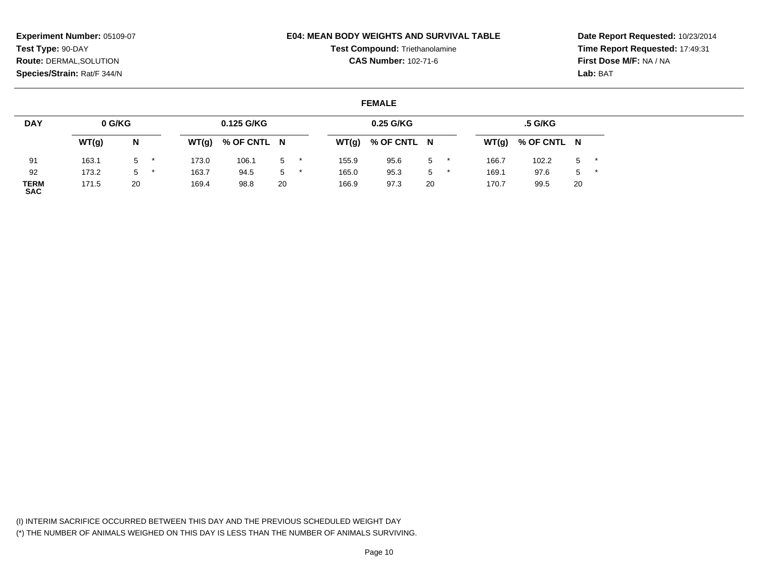**Experiment Number:** 05109-07
**Test Type:** 90-DAY
**Route:** DERMAL,SOLUTION
**Species/Strain:** Rat/F 344/N

**E04: MEAN BODY WEIGHTS AND SURVIVAL TABLE**
**Test Compound:** Triethanolamine
**CAS Number:** 102-71-6

**Date Report Requested:** 10/23/2014
**Time Report Requested:** 17:49:31
**First Dose M/F:** NA / NA
**Lab:** BAT

**FEMALE**

| DAY | 0 G/KG | | 0.125 G/KG | | | 0.25 G/KG | | | .5 G/KG | | |
|---|---|---|---|---|---|---|---|---|---|---|---|
| | WT(g) | N | WT(g) | % OF CNTL | N | WT(g) | % OF CNTL | N | WT(g) | % OF CNTL | N |
| 91 | 163.1 | 5 * | 173.0 | 106.1 | 5 * | 155.9 | 95.6 | 5 * | 166.7 | 102.2 | 5 * |
| 92 | 173.2 | 5 * | 163.7 | 94.5 | 5 * | 165.0 | 95.3 | 5 * | 169.1 | 97.6 | 5 * |
| **TERM SAC** | 171.5 | 20 | 169.4 | 98.8 | 20 | 166.9 | 97.3 | 20 | 170.7 | 99.5 | 20 |

(I) INTERIM SACRIFICE OCCURRED BETWEEN THIS DAY AND THE PREVIOUS SCHEDULED WEIGHT DAY
(*) THE NUMBER OF ANIMALS WEIGHED ON THIS DAY IS LESS THAN THE NUMBER OF ANIMALS SURVIVING.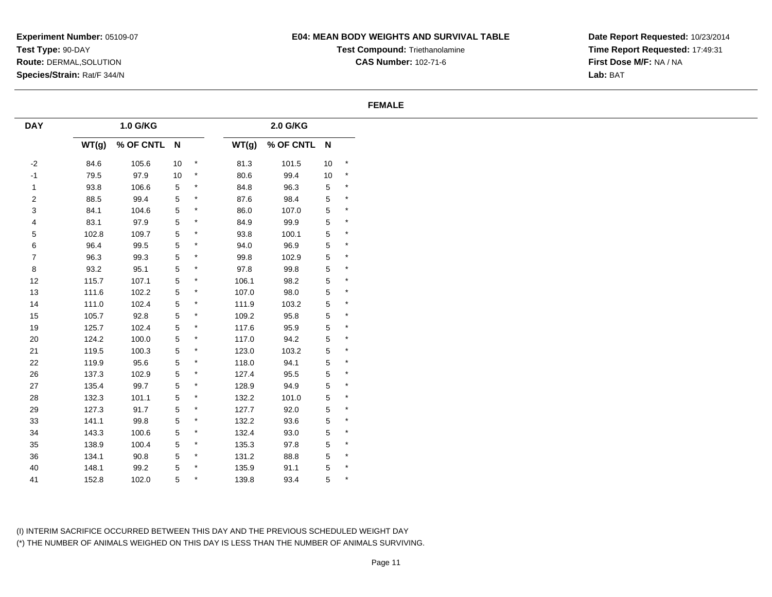**Experiment Number:** 05109-07
**Test Type:** 90-DAY
**Route:** DERMAL,SOLUTION
**Species/Strain:** Rat/F 344/N

# E04: MEAN BODY WEIGHTS AND SURVIVAL TABLE

**Test Compound:** Triethanolamine
**CAS Number:** 102-71-6

**Date Report Requested:** 10/23/2014
**Time Report Requested:** 17:49:31
**First Dose M/F:** NA / NA
**Lab:** BAT

## FEMALE

| DAY | 1.0 G/KG | | | | 2.0 G/KG | | | |
|---|---|---|---|---|---|---|---|---|
| | WT(g) | % OF CNTL | N | | WT(g) | % OF CNTL | N | |
| -2 | 84.6 | 105.6 | 10 | * | 81.3 | 101.5 | 10 | * |
| -1 | 79.5 | 97.9 | 10 | * | 80.6 | 99.4 | 10 | * |
| 1 | 93.8 | 106.6 | 5 | * | 84.8 | 96.3 | 5 | * |
| 2 | 88.5 | 99.4 | 5 | * | 87.6 | 98.4 | 5 | * |
| 3 | 84.1 | 104.6 | 5 | * | 86.0 | 107.0 | 5 | * |
| 4 | 83.1 | 97.9 | 5 | * | 84.9 | 99.9 | 5 | * |
| 5 | 102.8 | 109.7 | 5 | * | 93.8 | 100.1 | 5 | * |
| 6 | 96.4 | 99.5 | 5 | * | 94.0 | 96.9 | 5 | * |
| 7 | 96.3 | 99.3 | 5 | * | 99.8 | 102.9 | 5 | * |
| 8 | 93.2 | 95.1 | 5 | * | 97.8 | 99.8 | 5 | * |
| 12 | 115.7 | 107.1 | 5 | * | 106.1 | 98.2 | 5 | * |
| 13 | 111.6 | 102.2 | 5 | * | 107.0 | 98.0 | 5 | * |
| 14 | 111.0 | 102.4 | 5 | * | 111.9 | 103.2 | 5 | * |
| 15 | 105.7 | 92.8 | 5 | * | 109.2 | 95.8 | 5 | * |
| 19 | 125.7 | 102.4 | 5 | * | 117.6 | 95.9 | 5 | * |
| 20 | 124.2 | 100.0 | 5 | * | 117.0 | 94.2 | 5 | * |
| 21 | 119.5 | 100.3 | 5 | * | 123.0 | 103.2 | 5 | * |
| 22 | 119.9 | 95.6 | 5 | * | 118.0 | 94.1 | 5 | * |
| 26 | 137.3 | 102.9 | 5 | * | 127.4 | 95.5 | 5 | * |
| 27 | 135.4 | 99.7 | 5 | * | 128.9 | 94.9 | 5 | * |
| 28 | 132.3 | 101.1 | 5 | * | 132.2 | 101.0 | 5 | * |
| 29 | 127.3 | 91.7 | 5 | * | 127.7 | 92.0 | 5 | * |
| 33 | 141.1 | 99.8 | 5 | * | 132.2 | 93.6 | 5 | * |
| 34 | 143.3 | 100.6 | 5 | * | 132.4 | 93.0 | 5 | * |
| 35 | 138.9 | 100.4 | 5 | * | 135.3 | 97.8 | 5 | * |
| 36 | 134.1 | 90.8 | 5 | * | 131.2 | 88.8 | 5 | * |
| 40 | 148.1 | 99.2 | 5 | * | 135.9 | 91.1 | 5 | * |
| 41 | 152.8 | 102.0 | 5 | * | 139.8 | 93.4 | 5 | * |

(I) INTERIM SACRIFICE OCCURRED BETWEEN THIS DAY AND THE PREVIOUS SCHEDULED WEIGHT DAY
(*) THE NUMBER OF ANIMALS WEIGHED ON THIS DAY IS LESS THAN THE NUMBER OF ANIMALS SURVIVING.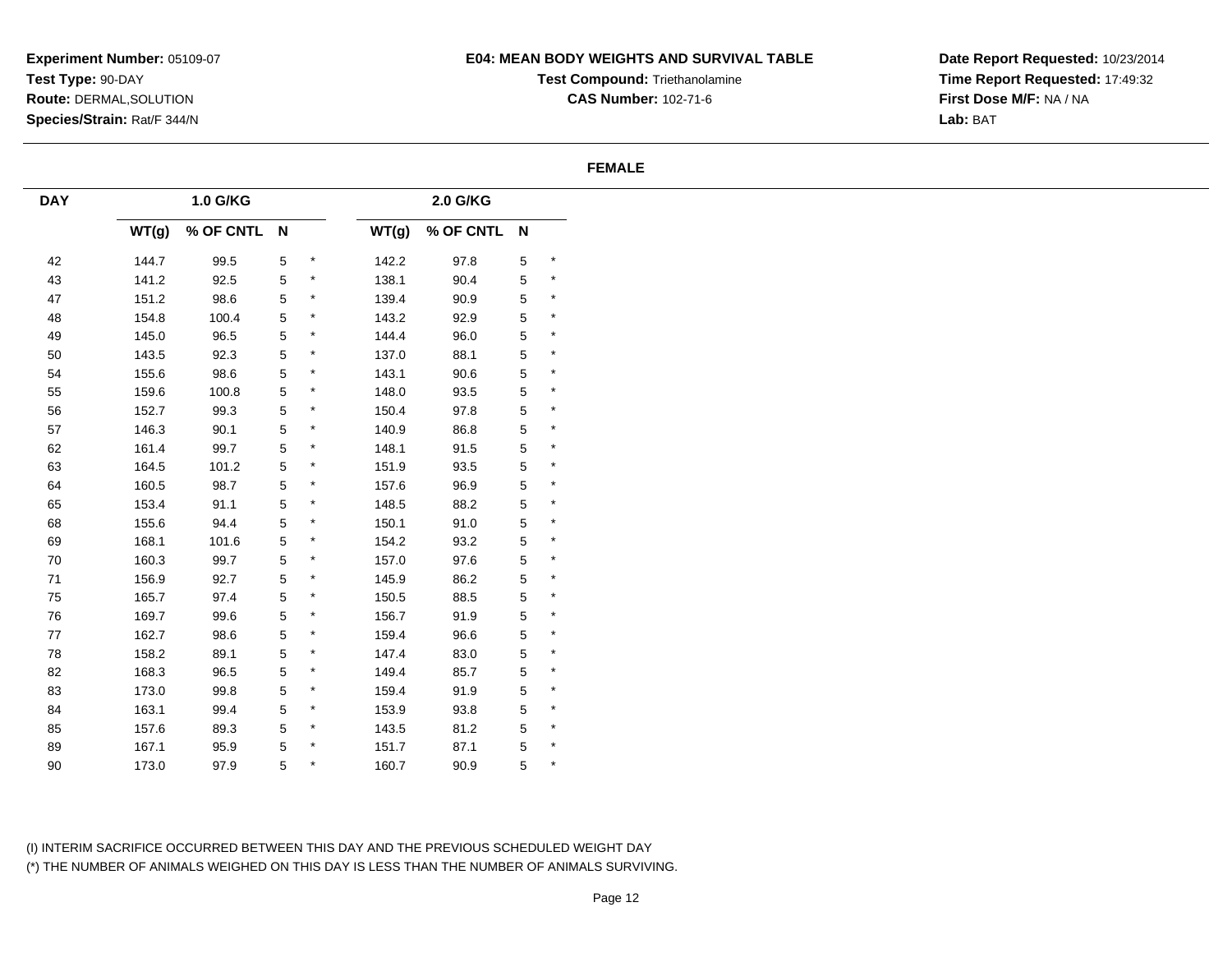**Experiment Number:** 05109-07
**Test Type:** 90-DAY
**Route:** DERMAL,SOLUTION
**Species/Strain:** Rat/F 344/N

**E04: MEAN BODY WEIGHTS AND SURVIVAL TABLE**
**Test Compound:** Triethanolamine
**CAS Number:** 102-71-6

**Date Report Requested:** 10/23/2014
**Time Report Requested:** 17:49:32
**First Dose M/F:** NA / NA
**Lab:** BAT

**FEMALE**

| DAY | 1.0 G/KG | | | | 2.0 G/KG | | | |
|---|---|---|---|---|---|---|---|---|
| | WT(g) | % OF CNTL | N | | WT(g) | % OF CNTL | N | |
| 42 | 144.7 | 99.5 | 5 | * | 142.2 | 97.8 | 5 | * |
| 43 | 141.2 | 92.5 | 5 | * | 138.1 | 90.4 | 5 | * |
| 47 | 151.2 | 98.6 | 5 | * | 139.4 | 90.9 | 5 | * |
| 48 | 154.8 | 100.4 | 5 | * | 143.2 | 92.9 | 5 | * |
| 49 | 145.0 | 96.5 | 5 | * | 144.4 | 96.0 | 5 | * |
| 50 | 143.5 | 92.3 | 5 | * | 137.0 | 88.1 | 5 | * |
| 54 | 155.6 | 98.6 | 5 | * | 143.1 | 90.6 | 5 | * |
| 55 | 159.6 | 100.8 | 5 | * | 148.0 | 93.5 | 5 | * |
| 56 | 152.7 | 99.3 | 5 | * | 150.4 | 97.8 | 5 | * |
| 57 | 146.3 | 90.1 | 5 | * | 140.9 | 86.8 | 5 | * |
| 62 | 161.4 | 99.7 | 5 | * | 148.1 | 91.5 | 5 | * |
| 63 | 164.5 | 101.2 | 5 | * | 151.9 | 93.5 | 5 | * |
| 64 | 160.5 | 98.7 | 5 | * | 157.6 | 96.9 | 5 | * |
| 65 | 153.4 | 91.1 | 5 | * | 148.5 | 88.2 | 5 | * |
| 68 | 155.6 | 94.4 | 5 | * | 150.1 | 91.0 | 5 | * |
| 69 | 168.1 | 101.6 | 5 | * | 154.2 | 93.2 | 5 | * |
| 70 | 160.3 | 99.7 | 5 | * | 157.0 | 97.6 | 5 | * |
| 71 | 156.9 | 92.7 | 5 | * | 145.9 | 86.2 | 5 | * |
| 75 | 165.7 | 97.4 | 5 | * | 150.5 | 88.5 | 5 | * |
| 76 | 169.7 | 99.6 | 5 | * | 156.7 | 91.9 | 5 | * |
| 77 | 162.7 | 98.6 | 5 | * | 159.4 | 96.6 | 5 | * |
| 78 | 158.2 | 89.1 | 5 | * | 147.4 | 83.0 | 5 | * |
| 82 | 168.3 | 96.5 | 5 | * | 149.4 | 85.7 | 5 | * |
| 83 | 173.0 | 99.8 | 5 | * | 159.4 | 91.9 | 5 | * |
| 84 | 163.1 | 99.4 | 5 | * | 153.9 | 93.8 | 5 | * |
| 85 | 157.6 | 89.3 | 5 | * | 143.5 | 81.2 | 5 | * |
| 89 | 167.1 | 95.9 | 5 | * | 151.7 | 87.1 | 5 | * |
| 90 | 173.0 | 97.9 | 5 | * | 160.7 | 90.9 | 5 | * |

(I) INTERIM SACRIFICE OCCURRED BETWEEN THIS DAY AND THE PREVIOUS SCHEDULED WEIGHT DAY
(*) THE NUMBER OF ANIMALS WEIGHED ON THIS DAY IS LESS THAN THE NUMBER OF ANIMALS SURVIVING.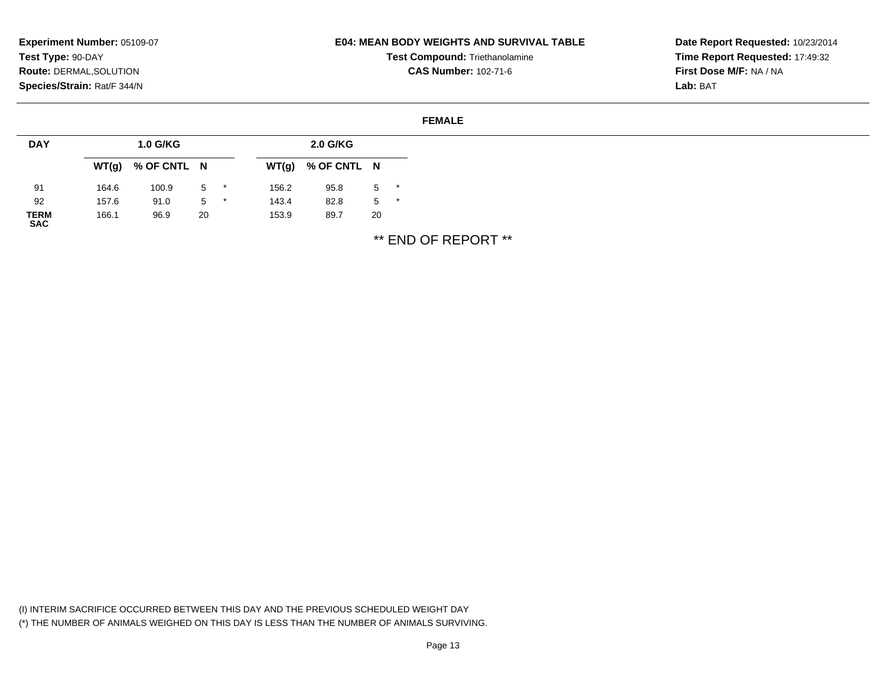**Experiment Number:** 05109-07
**Test Type:** 90-DAY
**Route:** DERMAL,SOLUTION
**Species/Strain:** Rat/F 344/N

**E04: MEAN BODY WEIGHTS AND SURVIVAL TABLE**
**Test Compound:** Triethanolamine
**CAS Number:** 102-71-6

**Date Report Requested:** 10/23/2014
**Time Report Requested:** 17:49:32
**First Dose M/F:** NA / NA
**Lab:** BAT

**FEMALE**

| DAY | 1.0 G/KG | | | | 2.0 G/KG | | | |
|---|---|---|---|---|---|---|---|---|
| | WT(g) | % OF CNTL | N | | WT(g) | % OF CNTL | N | |
| 91 | 164.6 | 100.9 | 5 | * | 156.2 | 95.8 | 5 | * |
| 92 | 157.6 | 91.0 | 5 | * | 143.4 | 82.8 | 5 | * |
| TERM SAC | 166.1 | 96.9 | 20 | | 153.9 | 89.7 | 20 | |

** END OF REPORT **

(I) INTERIM SACRIFICE OCCURRED BETWEEN THIS DAY AND THE PREVIOUS SCHEDULED WEIGHT DAY
(*) THE NUMBER OF ANIMALS WEIGHED ON THIS DAY IS LESS THAN THE NUMBER OF ANIMALS SURVIVING.